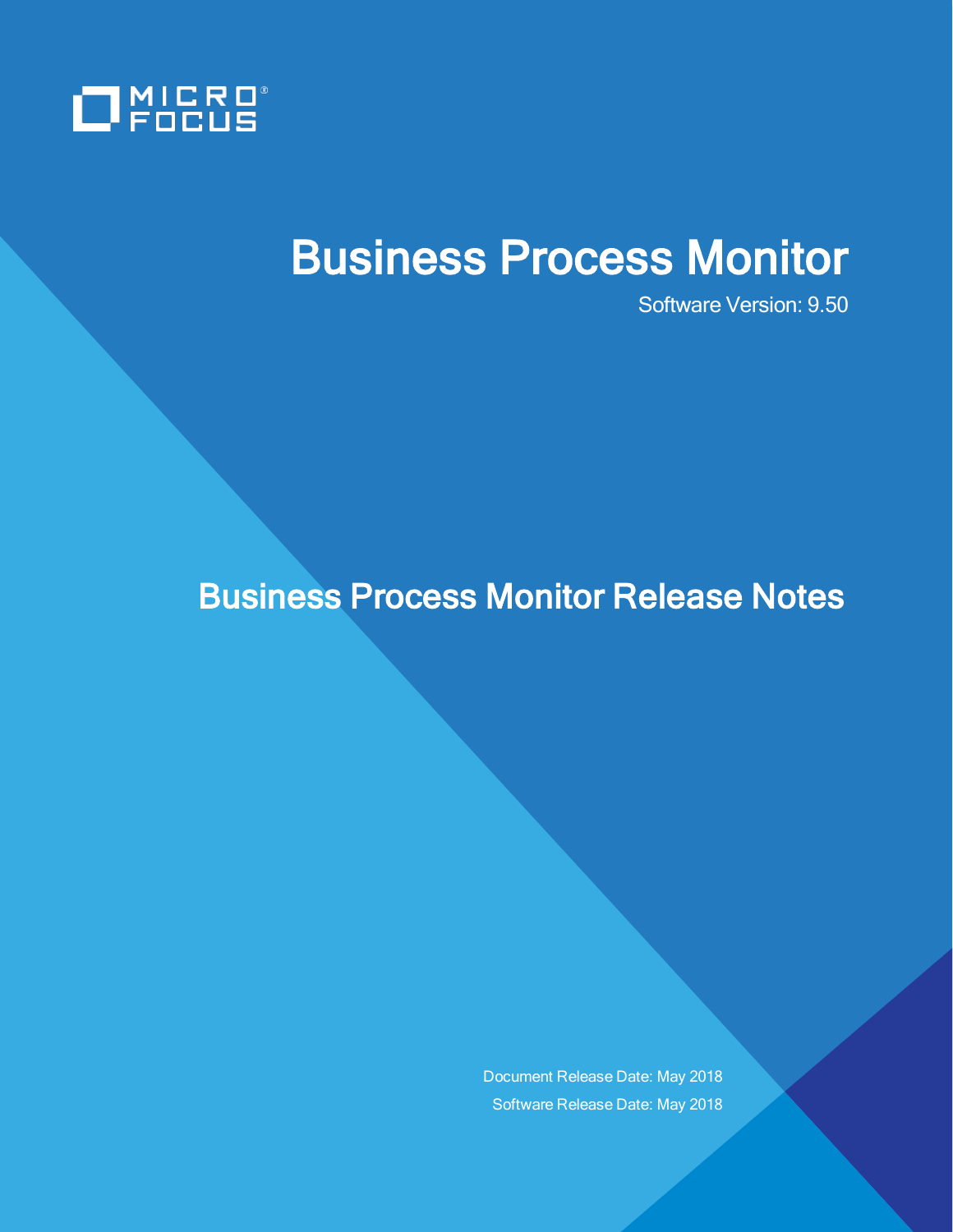MICRO FOCUS

# Business Process Monitor

Software Version: 9.50

## Business Process Monitor Release Notes

Document Release Date: May 2018

Software Release Date: May 2018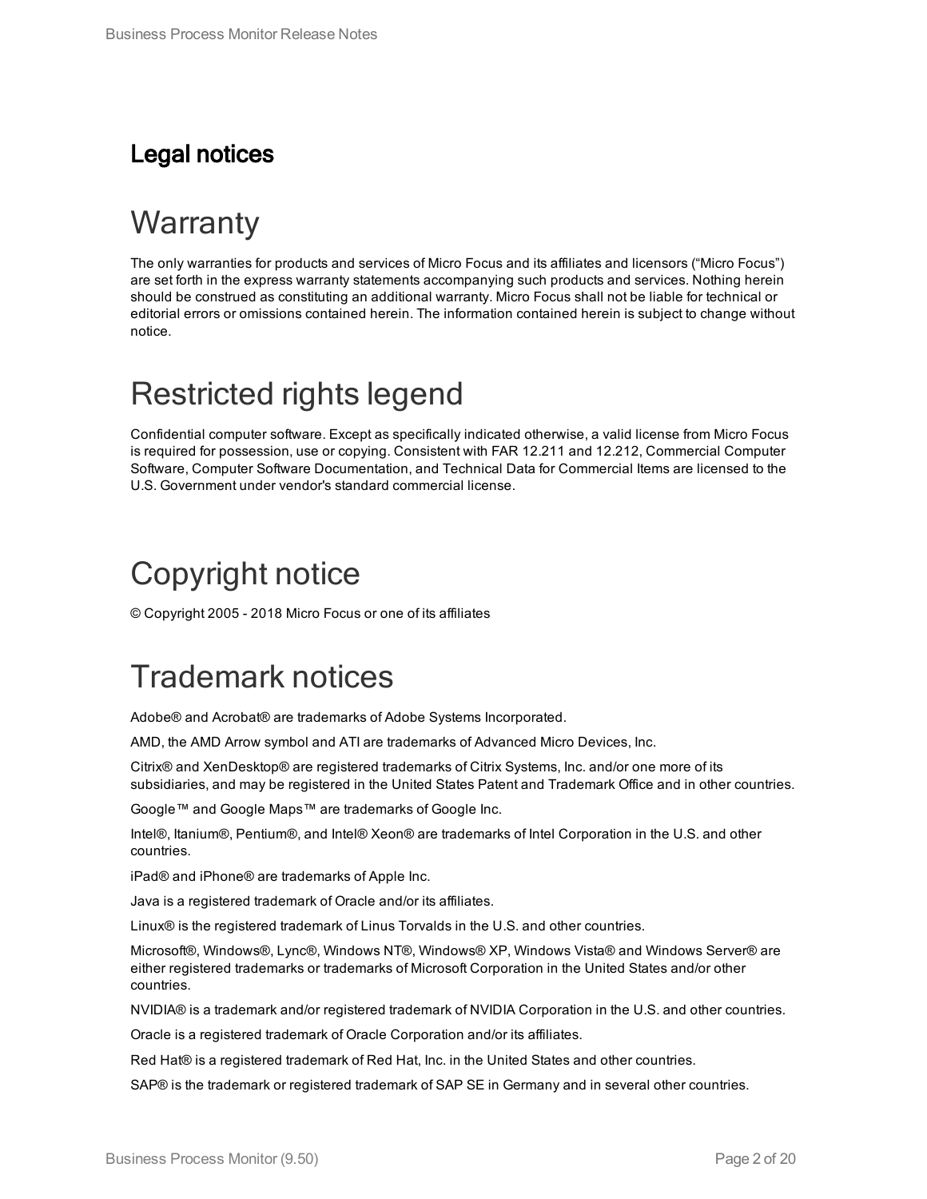## Legal notices

# Warranty

The only warranties for products and services of Micro Focus and its affiliates and licensors (“Micro Focus”) are set forth in the express warranty statements accompanying such products and services. Nothing herein should be construed as constituting an additional warranty. Micro Focus shall not be liable for technical or editorial errors or omissions contained herein. The information contained herein is subject to change without notice.

# Restricted rights legend

Confidential computer software. Except as specifically indicated otherwise, a valid license from Micro Focus is required for possession, use or copying. Consistent with FAR 12.211 and 12.212, Commercial Computer Software, Computer Software Documentation, and Technical Data for Commercial Items are licensed to the U.S. Government under vendor's standard commercial license.

# Copyright notice

© Copyright 2005 - 2018 Micro Focus or one of its affiliates

# Trademark notices

Adobe® and Acrobat® are trademarks of Adobe Systems Incorporated.

AMD, the AMD Arrow symbol and ATI are trademarks of Advanced Micro Devices, Inc.

Citrix® and XenDesktop® are registered trademarks of Citrix Systems, Inc. and/or one more of its subsidiaries, and may be registered in the United States Patent and Trademark Office and in other countries.

Google™ and Google Maps™ are trademarks of Google Inc.

Intel®, Itanium®, Pentium®, and Intel® Xeon® are trademarks of Intel Corporation in the U.S. and other countries.

iPad® and iPhone® are trademarks of Apple Inc.

Java is a registered trademark of Oracle and/or its affiliates.

Linux® is the registered trademark of Linus Torvalds in the U.S. and other countries.

Microsoft®, Windows®, Lync®, Windows NT®, Windows® XP, Windows Vista® and Windows Server® are either registered trademarks or trademarks of Microsoft Corporation in the United States and/or other countries.

NVIDIA® is a trademark and/or registered trademark of NVIDIA Corporation in the U.S. and other countries.

Oracle is a registered trademark of Oracle Corporation and/or its affiliates.

Red Hat® is a registered trademark of Red Hat, Inc. in the United States and other countries.

SAP® is the trademark or registered trademark of SAP SE in Germany and in several other countries.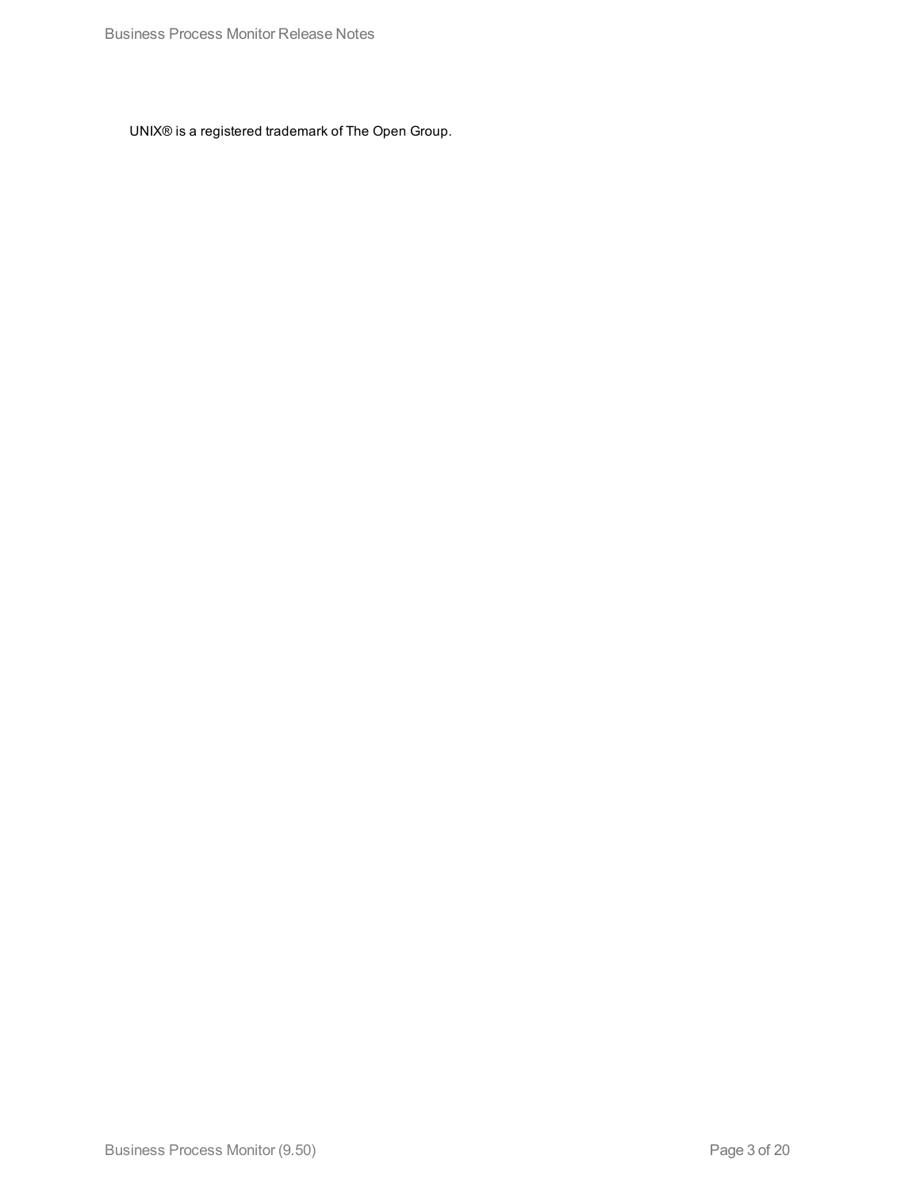UNIX® is a registered trademark of The Open Group.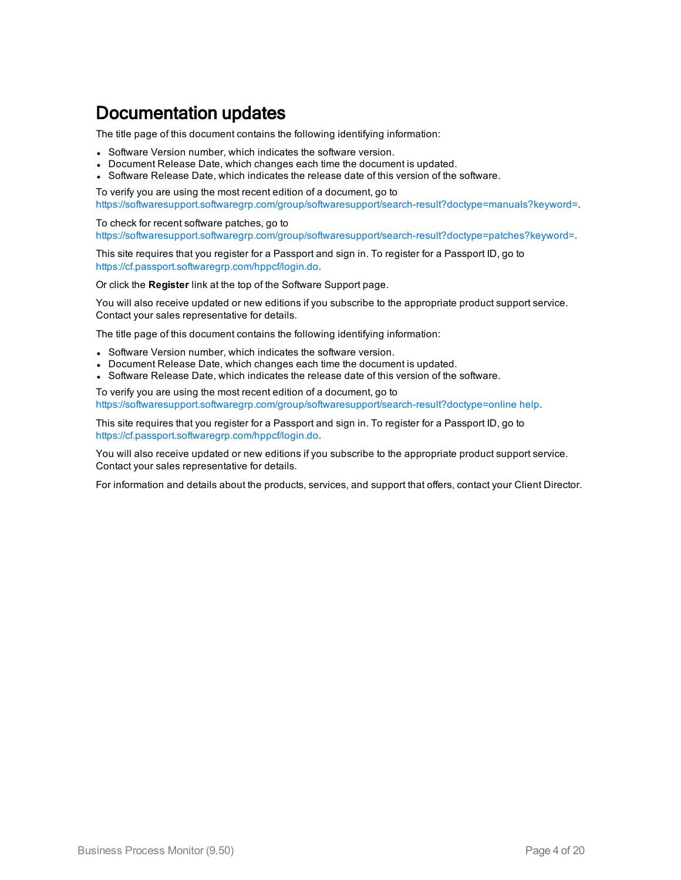# Documentation updates

The title page of this document contains the following identifying information:

- Software Version number, which indicates the software version.
- Document Release Date, which changes each time the document is updated.
- Software Release Date, which indicates the release date of this version of the software.

To verify you are using the most recent edition of a document, go to https://softwaresupport.softwaregrp.com/group/softwaresupport/search-result?doctype=manuals?keyword=.

To check for recent software patches, go to https://softwaresupport.softwaregrp.com/group/softwaresupport/search-result?doctype=patches?keyword=.

This site requires that you register for a Passport and sign in. To register for a Passport ID, go to https://cf.passport.softwaregrp.com/hppcf/login.do.

Or click the **Register** link at the top of the Software Support page.

You will also receive updated or new editions if you subscribe to the appropriate product support service. Contact your sales representative for details.

The title page of this document contains the following identifying information:

- Software Version number, which indicates the software version.
- Document Release Date, which changes each time the document is updated.
- Software Release Date, which indicates the release date of this version of the software.

To verify you are using the most recent edition of a document, go to https://softwaresupport.softwaregrp.com/group/softwaresupport/search-result?doctype=online help.

This site requires that you register for a Passport and sign in. To register for a Passport ID, go to https://cf.passport.softwaregrp.com/hppcf/login.do.

You will also receive updated or new editions if you subscribe to the appropriate product support service. Contact your sales representative for details.

For information and details about the products, services, and support that offers, contact your Client Director.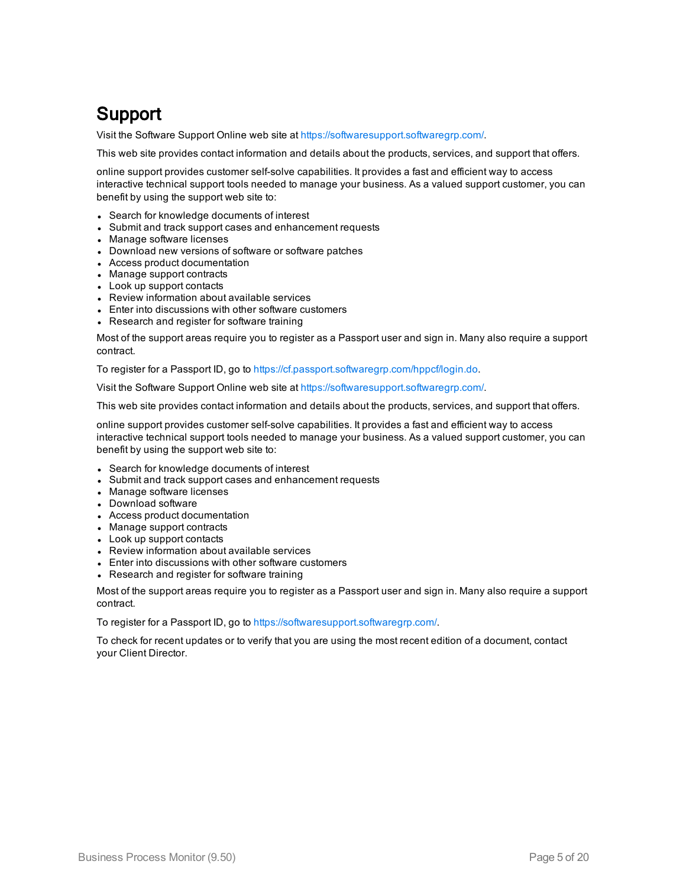# Support

Visit the Software Support Online web site at https://softwaresupport.softwaregrp.com/.

This web site provides contact information and details about the products, services, and support that offers.

online support provides customer self-solve capabilities. It provides a fast and efficient way to access interactive technical support tools needed to manage your business. As a valued support customer, you can benefit by using the support web site to:

- Search for knowledge documents of interest
- Submit and track support cases and enhancement requests
- Manage software licenses
- Download new versions of software or software patches
- Access product documentation
- Manage support contracts
- Look up support contacts
- Review information about available services
- Enter into discussions with other software customers
- Research and register for software training

Most of the support areas require you to register as a Passport user and sign in. Many also require a support contract.

To register for a Passport ID, go to https://cf.passport.softwaregrp.com/hppcf/login.do.

Visit the Software Support Online web site at https://softwaresupport.softwaregrp.com/.

This web site provides contact information and details about the products, services, and support that offers.

online support provides customer self-solve capabilities. It provides a fast and efficient way to access interactive technical support tools needed to manage your business. As a valued support customer, you can benefit by using the support web site to:

- Search for knowledge documents of interest
- Submit and track support cases and enhancement requests
- Manage software licenses
- Download software
- Access product documentation
- Manage support contracts
- Look up support contacts
- Review information about available services
- Enter into discussions with other software customers
- Research and register for software training

Most of the support areas require you to register as a Passport user and sign in. Many also require a support contract.

To register for a Passport ID, go to https://softwaresupport.softwaregrp.com/.

To check for recent updates or to verify that you are using the most recent edition of a document, contact your Client Director.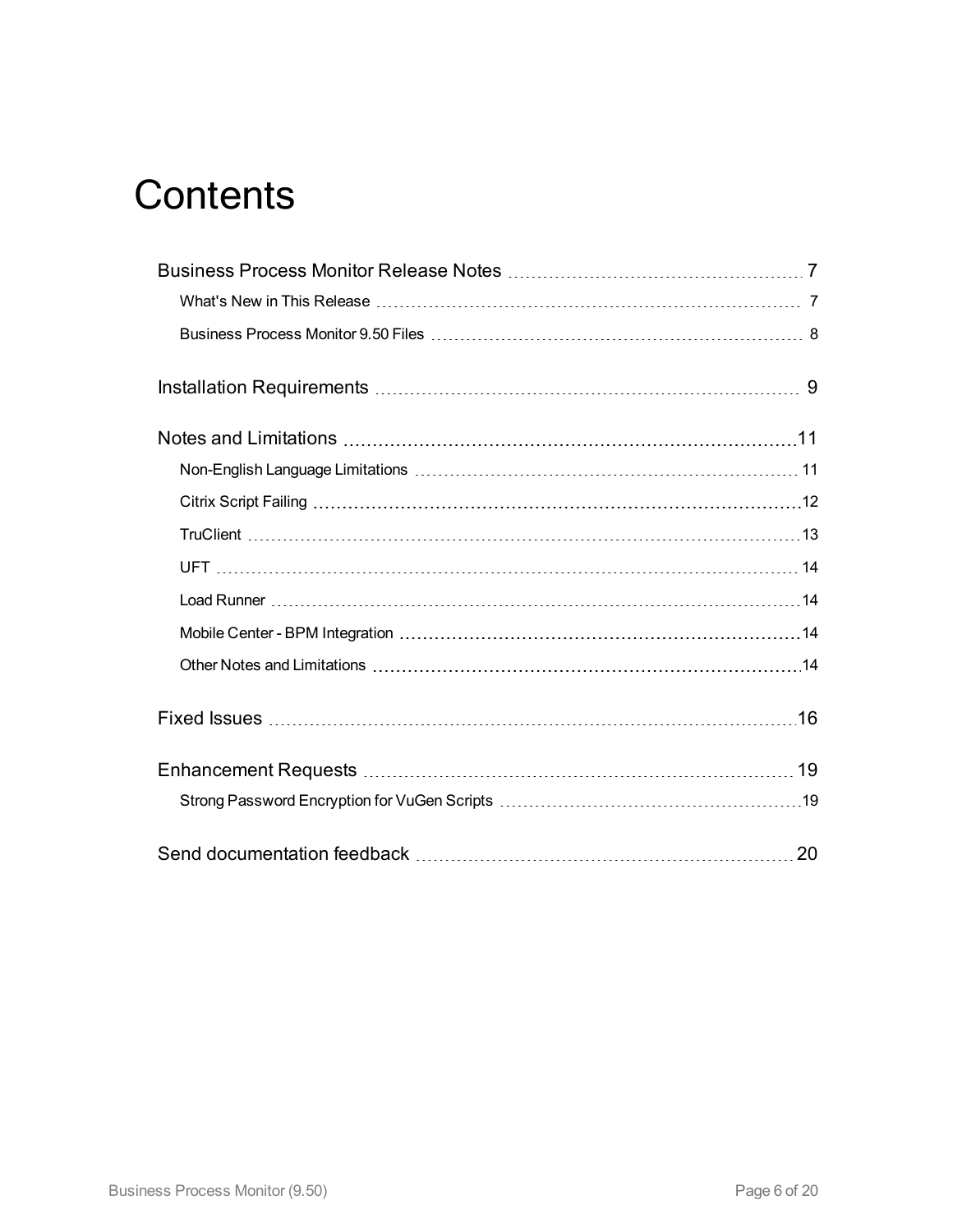# Contents

- Business Process Monitor Release Notes ... 7
  - What's New in This Release ... 7
  - Business Process Monitor 9.50 Files ... 8
- Installation Requirements ... 9
- Notes and Limitations ... 11
  - Non-English Language Limitations ... 11
  - Citrix Script Failing ... 12
  - TruClient ... 13
  - UFT ... 14
  - Load Runner ... 14
  - Mobile Center - BPM Integration ... 14
  - Other Notes and Limitations ... 14
- Fixed Issues ... 16
- Enhancement Requests ... 19
  - Strong Password Encryption for VuGen Scripts ... 19
- Send documentation feedback ... 20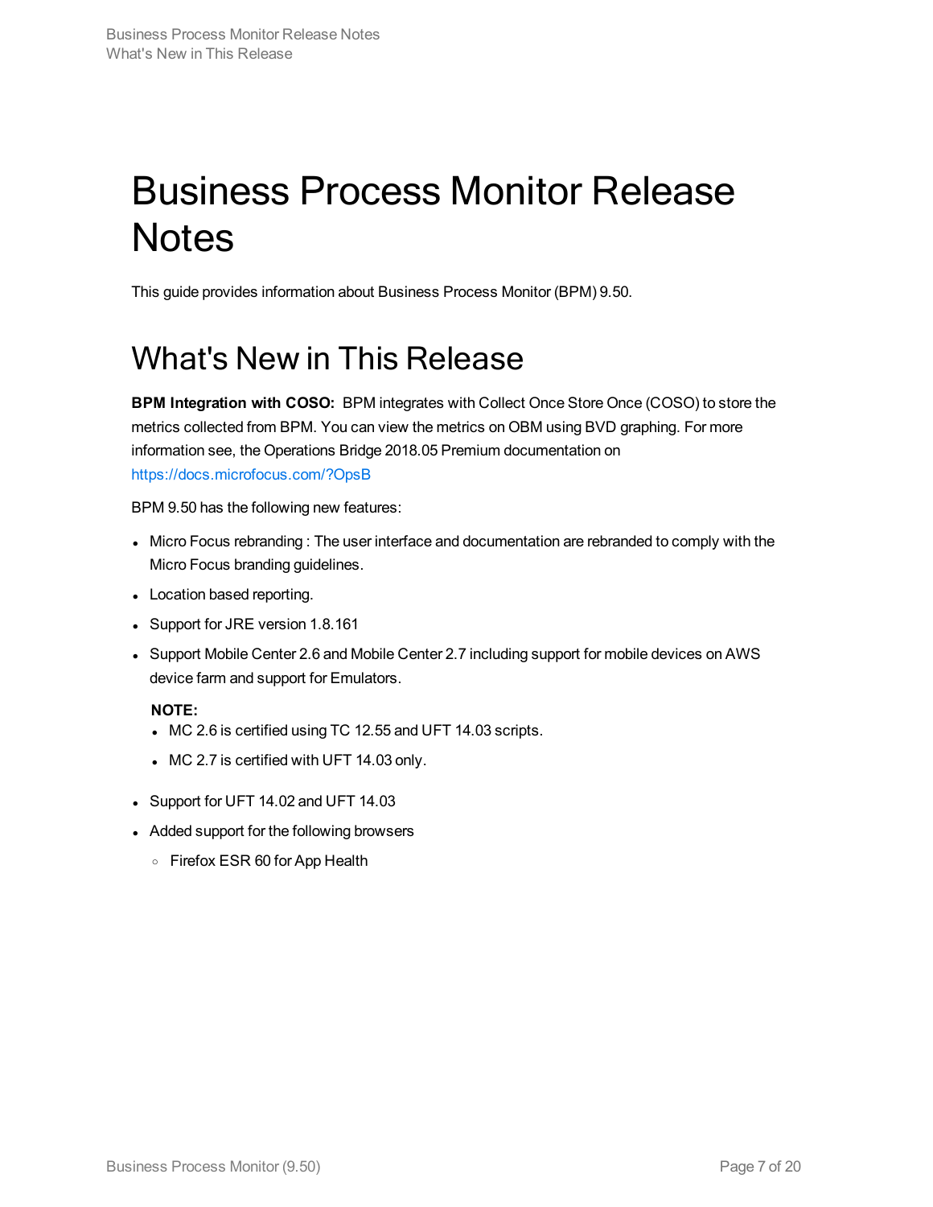# Business Process Monitor Release Notes

This guide provides information about Business Process Monitor (BPM) 9.50.

## What's New in This Release

**BPM Integration with COSO:** BPM integrates with Collect Once Store Once (COSO) to store the metrics collected from BPM. You can view the metrics on OBM using BVD graphing. For more information see, the Operations Bridge 2018.05 Premium documentation on https://docs.microfocus.com/?OpsB

BPM 9.50 has the following new features:

- Micro Focus rebranding : The user interface and documentation are rebranded to comply with the Micro Focus branding guidelines.
- Location based reporting.
- Support for JRE version 1.8.161
- Support Mobile Center 2.6 and Mobile Center 2.7 including support for mobile devices on AWS device farm and support for Emulators.

  **NOTE:**
  - MC 2.6 is certified using TC 12.55 and UFT 14.03 scripts.
  - MC 2.7 is certified with UFT 14.03 only.

- Support for UFT 14.02 and UFT 14.03
- Added support for the following browsers
  - Firefox ESR 60 for App Health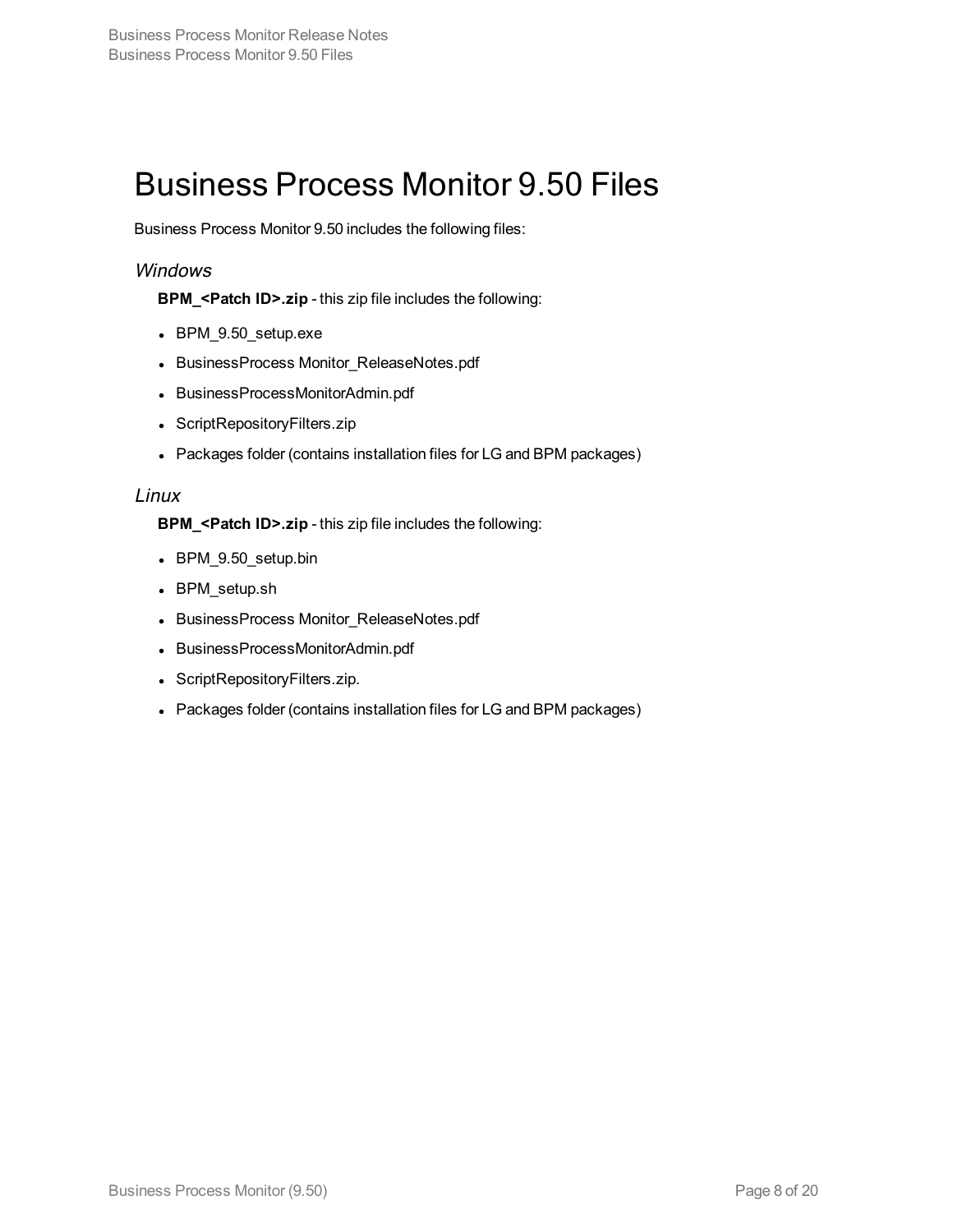# Business Process Monitor 9.50 Files

Business Process Monitor 9.50 includes the following files:

### *Windows*

**BPM_<Patch ID>.zip** - this zip file includes the following:

- BPM_9.50_setup.exe
- BusinessProcess Monitor_ReleaseNotes.pdf
- BusinessProcessMonitorAdmin.pdf
- ScriptRepositoryFilters.zip
- Packages folder (contains installation files for LG and BPM packages)

### *Linux*

**BPM_<Patch ID>.zip** - this zip file includes the following:

- BPM_9.50_setup.bin
- BPM_setup.sh
- BusinessProcess Monitor_ReleaseNotes.pdf
- BusinessProcessMonitorAdmin.pdf
- ScriptRepositoryFilters.zip.
- Packages folder (contains installation files for LG and BPM packages)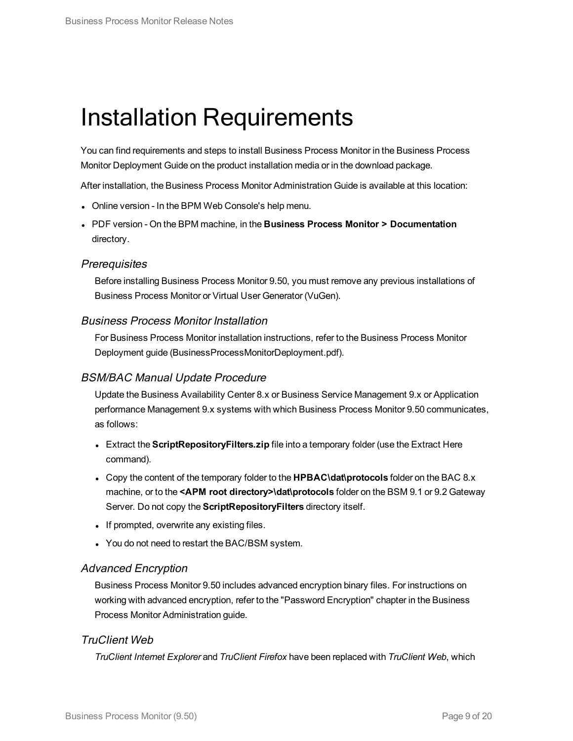# Installation Requirements

You can find requirements and steps to install Business Process Monitor in the Business Process Monitor Deployment Guide on the product installation media or in the download package.

After installation, the Business Process Monitor Administration Guide is available at this location:

- Online version - In the BPM Web Console's help menu.
- PDF version - On the BPM machine, in the **Business Process Monitor > Documentation** directory.

### *Prerequisites*

Before installing Business Process Monitor 9.50, you must remove any previous installations of Business Process Monitor or Virtual User Generator (VuGen).

### *Business Process Monitor Installation*

For Business Process Monitor installation instructions, refer to the Business Process Monitor Deployment guide (BusinessProcessMonitorDeployment.pdf).

### *BSM/BAC Manual Update Procedure*

Update the Business Availability Center 8.x or Business Service Management 9.x or Application performance Management 9.x systems with which Business Process Monitor 9.50 communicates, as follows:

- Extract the **ScriptRepositoryFilters.zip** file into a temporary folder (use the Extract Here command).
- Copy the content of the temporary folder to the **HPBAC\dat\protocols** folder on the BAC 8.x machine, or to the **<APM root directory>\dat\protocols** folder on the BSM 9.1 or 9.2 Gateway Server. Do not copy the **ScriptRepositoryFilters** directory itself.
- If prompted, overwrite any existing files.
- You do not need to restart the BAC/BSM system.

### *Advanced Encryption*

Business Process Monitor 9.50 includes advanced encryption binary files. For instructions on working with advanced encryption, refer to the "Password Encryption" chapter in the Business Process Monitor Administration guide.

### *TruClient Web*

*TruClient Internet Explorer* and *TruClient Firefox* have been replaced with *TruClient Web*, which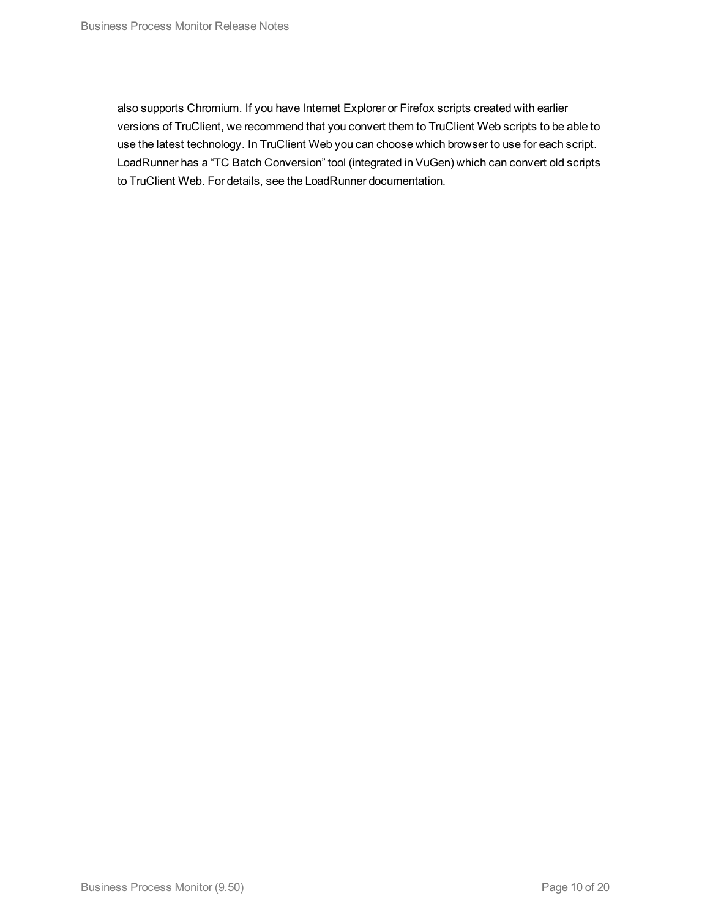also supports Chromium. If you have Internet Explorer or Firefox scripts created with earlier versions of TruClient, we recommend that you convert them to TruClient Web scripts to be able to use the latest technology. In TruClient Web you can choose which browser to use for each script. LoadRunner has a “TC Batch Conversion” tool (integrated in VuGen) which can convert old scripts to TruClient Web. For details, see the LoadRunner documentation.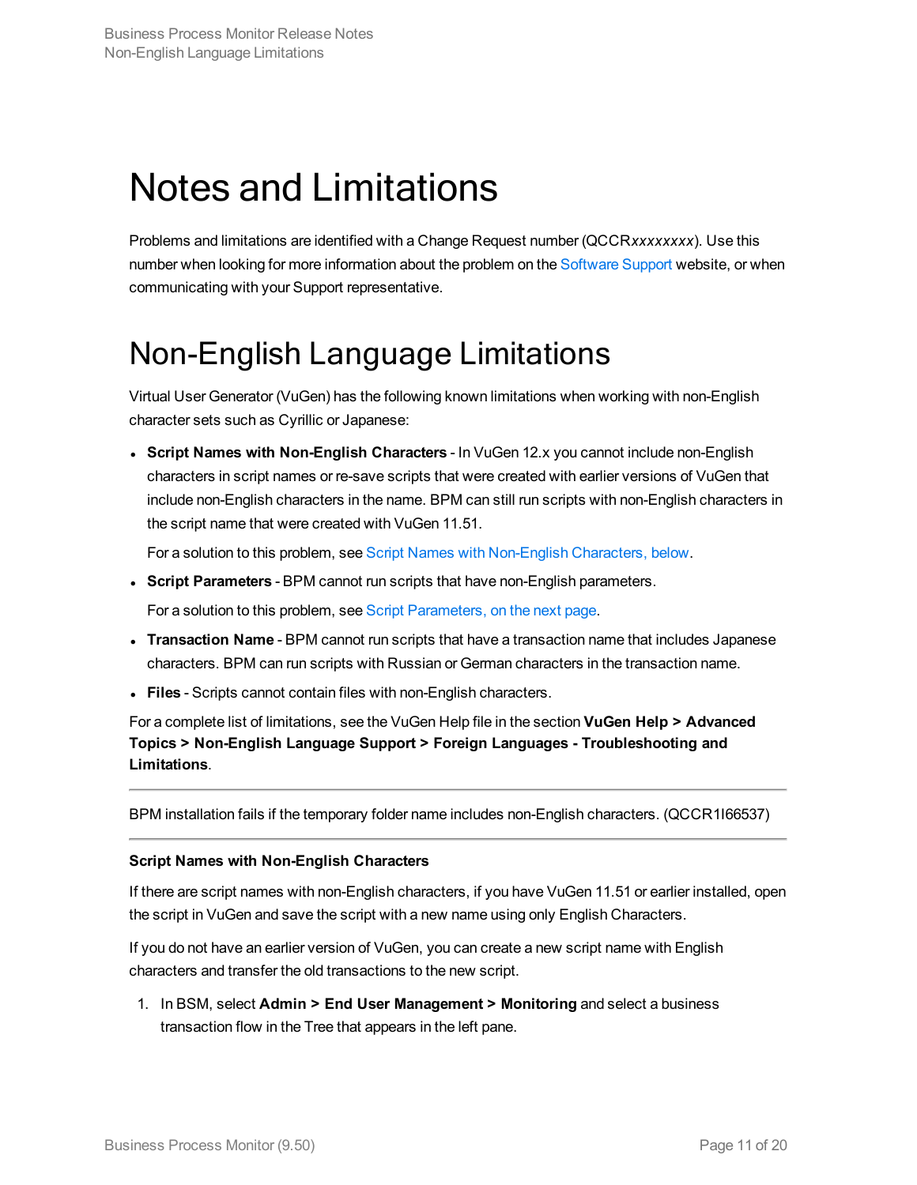# Notes and Limitations

Problems and limitations are identified with a Change Request number (QCCR*xxxxxxxx*). Use this number when looking for more information about the problem on the Software Support website, or when communicating with your Support representative.

# Non-English Language Limitations

Virtual User Generator (VuGen) has the following known limitations when working with non-English character sets such as Cyrillic or Japanese:

- **Script Names with Non-English Characters** - In VuGen 12.x you cannot include non-English characters in script names or re-save scripts that were created with earlier versions of VuGen that include non-English characters in the name. BPM can still run scripts with non-English characters in the script name that were created with VuGen 11.51.

  For a solution to this problem, see Script Names with Non-English Characters, below.

- **Script Parameters** - BPM cannot run scripts that have non-English parameters.

  For a solution to this problem, see Script Parameters, on the next page.

- **Transaction Name** - BPM cannot run scripts that have a transaction name that includes Japanese characters. BPM can run scripts with Russian or German characters in the transaction name.

- **Files** - Scripts cannot contain files with non-English characters.

For a complete list of limitations, see the VuGen Help file in the section **VuGen Help > Advanced Topics > Non-English Language Support > Foreign Languages - Troubleshooting and Limitations**.

---

BPM installation fails if the temporary folder name includes non-English characters. (QCCR1I66537)

---

**Script Names with Non-English Characters**

If there are script names with non-English characters, if you have VuGen 11.51 or earlier installed, open the script in VuGen and save the script with a new name using only English Characters.

If you do not have an earlier version of VuGen, you can create a new script name with English characters and transfer the old transactions to the new script.

1. In BSM, select **Admin > End User Management > Monitoring** and select a business transaction flow in the Tree that appears in the left pane.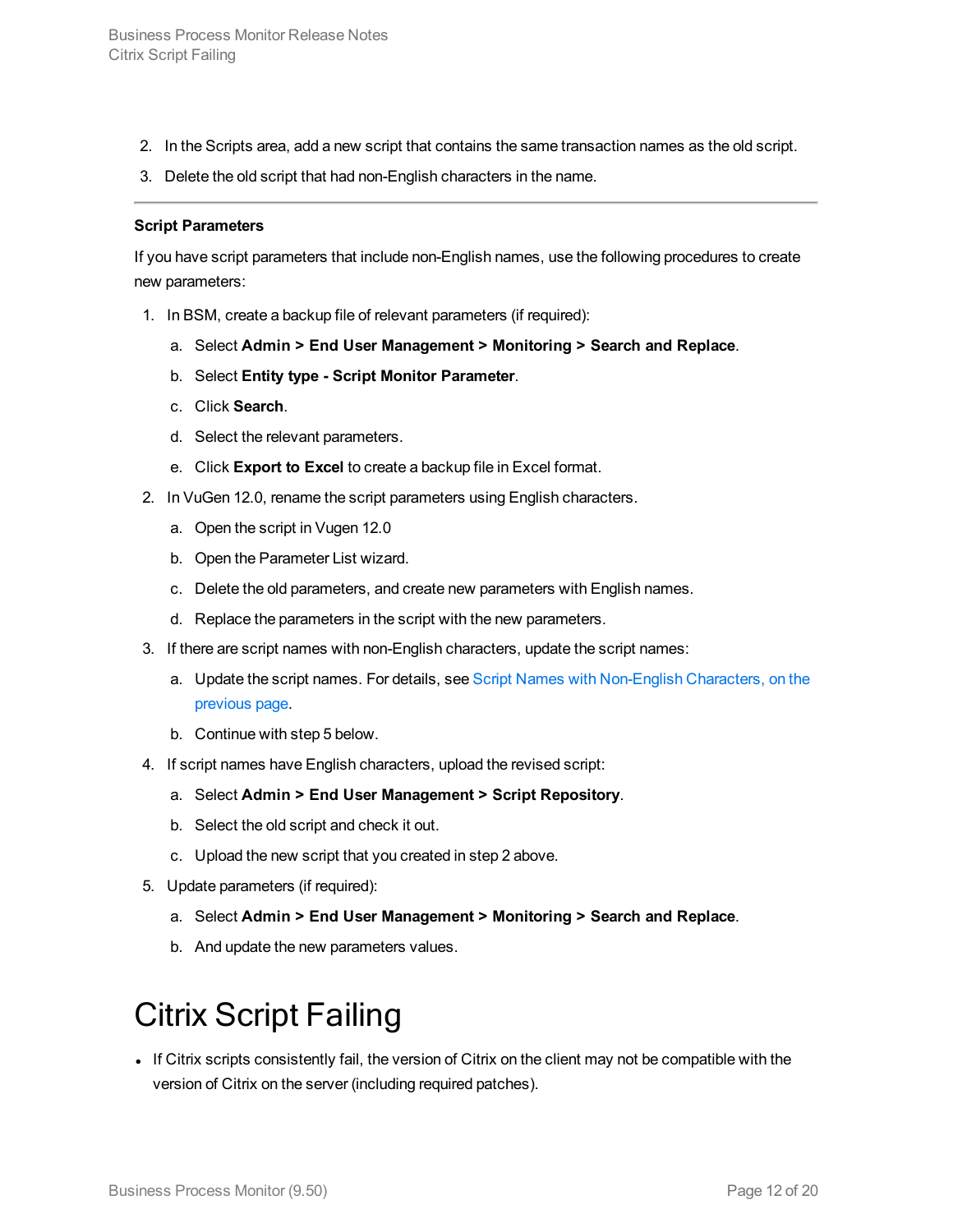2. In the Scripts area, add a new script that contains the same transaction names as the old script.
3. Delete the old script that had non-English characters in the name.

---

**Script Parameters**

If you have script parameters that include non-English names, use the following procedures to create new parameters:

1. In BSM, create a backup file of relevant parameters (if required):
   a. Select **Admin > End User Management > Monitoring > Search and Replace**.
   b. Select **Entity type - Script Monitor Parameter**.
   c. Click **Search**.
   d. Select the relevant parameters.
   e. Click **Export to Excel** to create a backup file in Excel format.
2. In VuGen 12.0, rename the script parameters using English characters.
   a. Open the script in Vugen 12.0
   b. Open the Parameter List wizard.
   c. Delete the old parameters, and create new parameters with English names.
   d. Replace the parameters in the script with the new parameters.
3. If there are script names with non-English characters, update the script names:
   a. Update the script names. For details, see Script Names with Non-English Characters, on the previous page.
   b. Continue with step 5 below.
4. If script names have English characters, upload the revised script:
   a. Select **Admin > End User Management > Script Repository**.
   b. Select the old script and check it out.
   c. Upload the new script that you created in step 2 above.
5. Update parameters (if required):
   a. Select **Admin > End User Management > Monitoring > Search and Replace**.
   b. And update the new parameters values.

# Citrix Script Failing

- If Citrix scripts consistently fail, the version of Citrix on the client may not be compatible with the version of Citrix on the server (including required patches).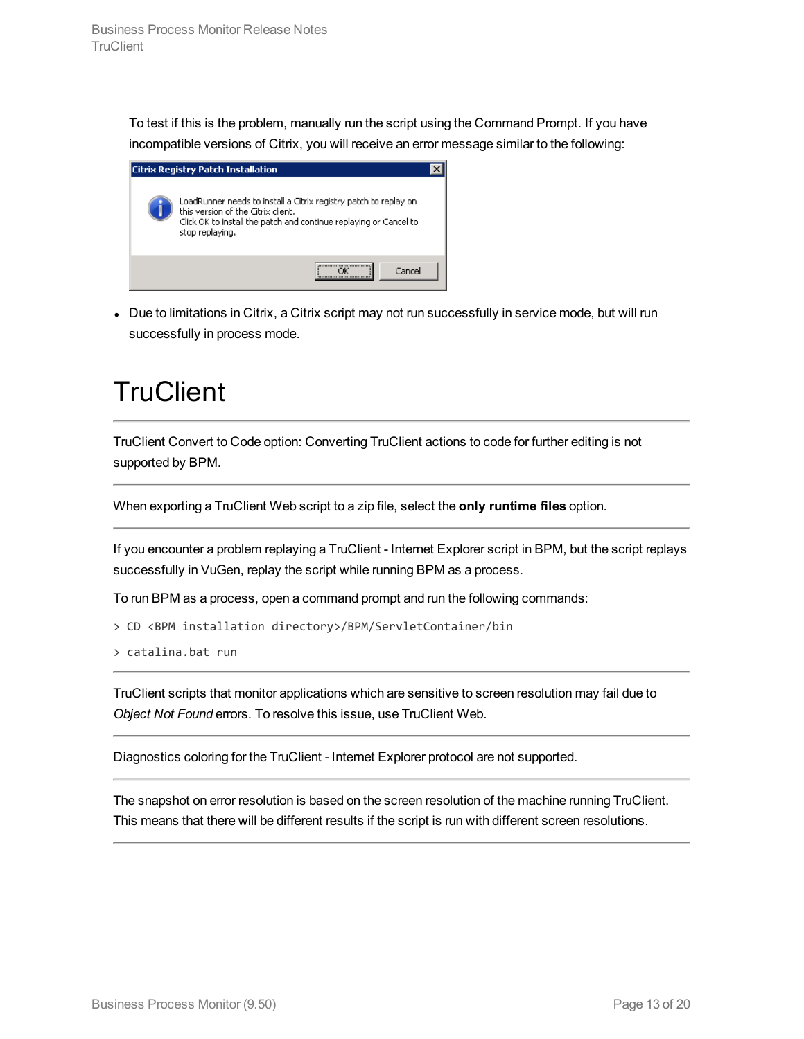To test if this is the problem, manually run the script using the Command Prompt. If you have incompatible versions of Citrix, you will receive an error message similar to the following:

- Due to limitations in Citrix, a Citrix script may not run successfully in service mode, but will run successfully in process mode.

# TruClient

TruClient Convert to Code option: Converting TruClient actions to code for further editing is not supported by BPM.

---

When exporting a TruClient Web script to a zip file, select the **only runtime files** option.

---

If you encounter a problem replaying a TruClient - Internet Explorer script in BPM, but the script replays successfully in VuGen, replay the script while running BPM as a process.

To run BPM as a process, open a command prompt and run the following commands:

```
> CD <BPM installation directory>/BPM/ServletContainer/bin
> catalina.bat run
```

---

TruClient scripts that monitor applications which are sensitive to screen resolution may fail due to *Object Not Found* errors. To resolve this issue, use TruClient Web.

---

Diagnostics coloring for the TruClient - Internet Explorer protocol are not supported.

---

The snapshot on error resolution is based on the screen resolution of the machine running TruClient. This means that there will be different results if the script is run with different screen resolutions.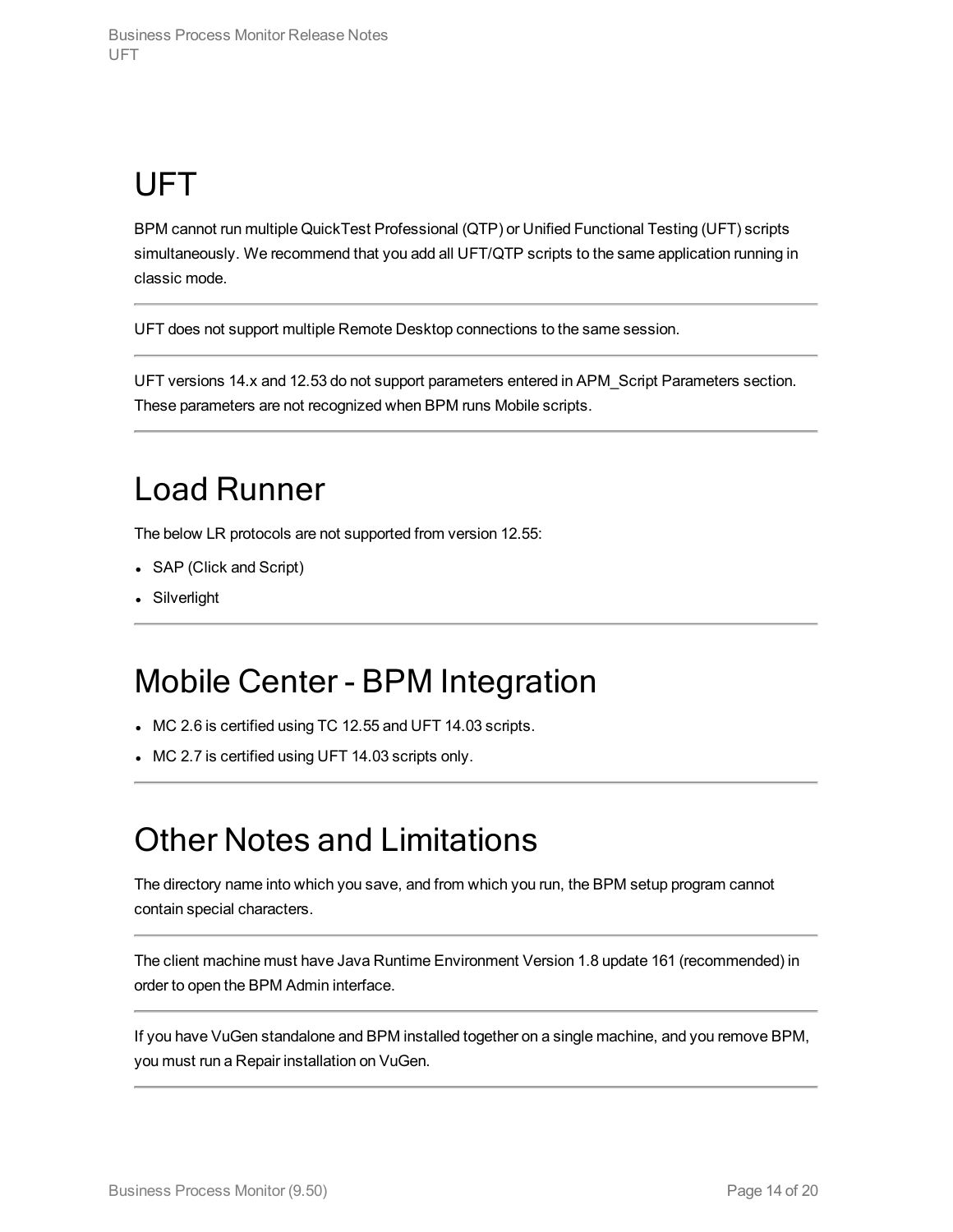# UFT

BPM cannot run multiple QuickTest Professional (QTP) or Unified Functional Testing (UFT) scripts simultaneously. We recommend that you add all UFT/QTP scripts to the same application running in classic mode.

---

UFT does not support multiple Remote Desktop connections to the same session.

---

UFT versions 14.x and 12.53 do not support parameters entered in APM_Script Parameters section. These parameters are not recognized when BPM runs Mobile scripts.

---

# Load Runner

The below LR protocols are not supported from version 12.55:

- SAP (Click and Script)
- Silverlight

---

# Mobile Center - BPM Integration

- MC 2.6 is certified using TC 12.55 and UFT 14.03 scripts.
- MC 2.7 is certified using UFT 14.03 scripts only.

---

# Other Notes and Limitations

The directory name into which you save, and from which you run, the BPM setup program cannot contain special characters.

---

The client machine must have Java Runtime Environment Version 1.8 update 161 (recommended) in order to open the BPM Admin interface.

---

If you have VuGen standalone and BPM installed together on a single machine, and you remove BPM, you must run a Repair installation on VuGen.

---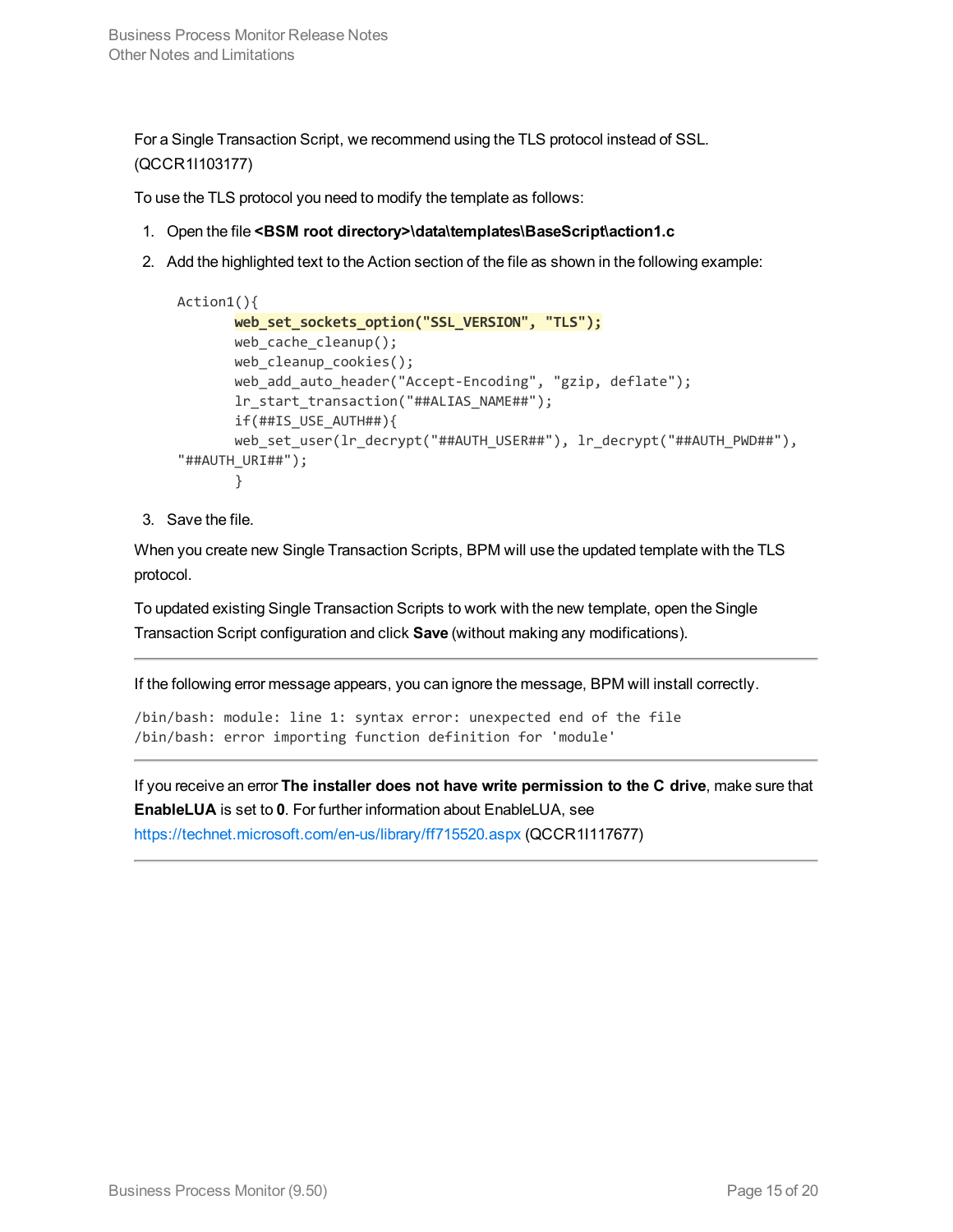For a Single Transaction Script, we recommend using the TLS protocol instead of SSL. (QCCR1I103177)

To use the TLS protocol you need to modify the template as follows:

1. Open the file **<BSM root directory>\data\templates\BaseScript\action1.c**
2. Add the highlighted text to the Action section of the file as shown in the following example:

```
Action1(){
        web_set_sockets_option("SSL_VERSION", "TLS");
        web_cache_cleanup();
        web_cleanup_cookies();
        web_add_auto_header("Accept-Encoding", "gzip, deflate");
        lr_start_transaction("##ALIAS_NAME##");
        if(##IS_USE_AUTH##){
        web_set_user(lr_decrypt("##AUTH_USER##"), lr_decrypt("##AUTH_PWD##"),
"##AUTH_URI##");
        }
```

3. Save the file.

When you create new Single Transaction Scripts, BPM will use the updated template with the TLS protocol.

To updated existing Single Transaction Scripts to work with the new template, open the Single Transaction Script configuration and click **Save** (without making any modifications).

---

If the following error message appears, you can ignore the message, BPM will install correctly.

```
/bin/bash: module: line 1: syntax error: unexpected end of the file
/bin/bash: error importing function definition for 'module'
```

---

If you receive an error **The installer does not have write permission to the C drive**, make sure that **EnableLUA** is set to **0**. For further information about EnableLUA, see https://technet.microsoft.com/en-us/library/ff715520.aspx (QCCR1I117677)

---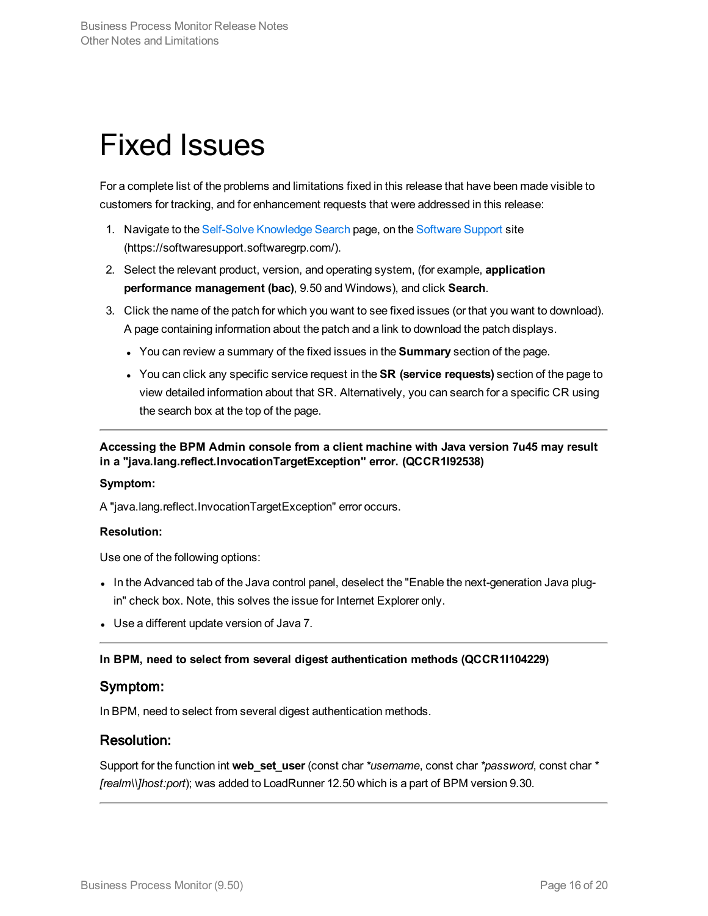# Fixed Issues

For a complete list of the problems and limitations fixed in this release that have been made visible to customers for tracking, and for enhancement requests that were addressed in this release:

1. Navigate to the Self-Solve Knowledge Search page, on the Software Support site (https://softwaresupport.softwaregrp.com/).
2. Select the relevant product, version, and operating system, (for example, **application performance management (bac)**, 9.50 and Windows), and click **Search**.
3. Click the name of the patch for which you want to see fixed issues (or that you want to download). A page containing information about the patch and a link to download the patch displays.
   - You can review a summary of the fixed issues in the **Summary** section of the page.
   - You can click any specific service request in the **SR (service requests)** section of the page to view detailed information about that SR. Alternatively, you can search for a specific CR using the search box at the top of the page.

---

**Accessing the BPM Admin console from a client machine with Java version 7u45 may result in a "java.lang.reflect.InvocationTargetException" error. (QCCR1I92538)**

**Symptom:**

A "java.lang.reflect.InvocationTargetException" error occurs.

**Resolution:**

Use one of the following options:

- In the Advanced tab of the Java control panel, deselect the "Enable the next-generation Java plug-in" check box. Note, this solves the issue for Internet Explorer only.
- Use a different update version of Java 7.

---

**In BPM, need to select from several digest authentication methods (QCCR1I104229)**

## Symptom:

In BPM, need to select from several digest authentication methods.

## Resolution:

Support for the function int **web_set_user** (const char *\*username*, const char *\*password*, const char \* *[realm\\]host:port*); was added to LoadRunner 12.50 which is a part of BPM version 9.30.

---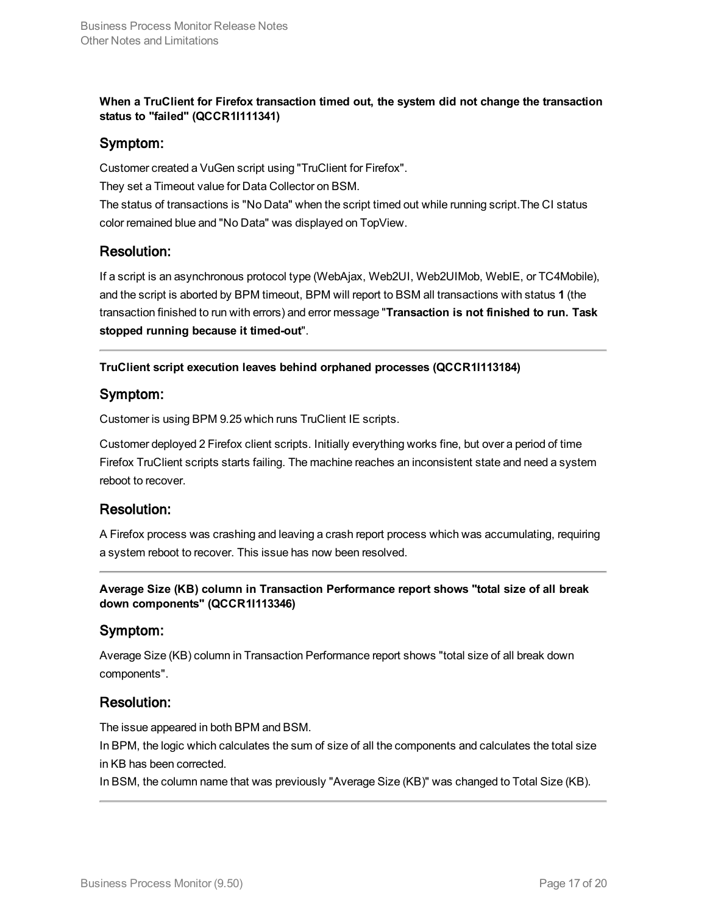**When a TruClient for Firefox transaction timed out, the system did not change the transaction status to "failed" (QCCR1I111341)**

## Symptom:

Customer created a VuGen script using "TruClient for Firefox".
They set a Timeout value for Data Collector on BSM.
The status of transactions is "No Data" when the script timed out while running script.The CI status color remained blue and "No Data" was displayed on TopView.

## Resolution:

If a script is an asynchronous protocol type (WebAjax, Web2UI, Web2UIMob, WebIE, or TC4Mobile), and the script is aborted by BPM timeout, BPM will report to BSM all transactions with status **1** (the transaction finished to run with errors) and error message "**Transaction is not finished to run. Task stopped running because it timed-out**".

---

**TruClient script execution leaves behind orphaned processes (QCCR1I113184)**

## Symptom:

Customer is using BPM 9.25 which runs TruClient IE scripts.

Customer deployed 2 Firefox client scripts. Initially everything works fine, but over a period of time Firefox TruClient scripts starts failing. The machine reaches an inconsistent state and need a system reboot to recover.

## Resolution:

A Firefox process was crashing and leaving a crash report process which was accumulating, requiring a system reboot to recover. This issue has now been resolved.

---

**Average Size (KB) column in Transaction Performance report shows "total size of all break down components" (QCCR1I113346)**

## Symptom:

Average Size (KB) column in Transaction Performance report shows "total size of all break down components".

## Resolution:

The issue appeared in both BPM and BSM.
In BPM, the logic which calculates the sum of size of all the components and calculates the total size in KB has been corrected.
In BSM, the column name that was previously "Average Size (KB)" was changed to Total Size (KB).

---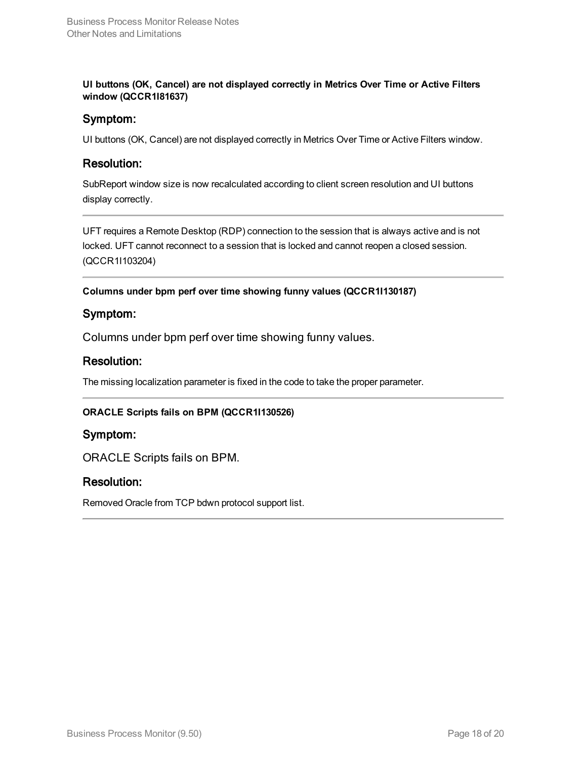**UI buttons (OK, Cancel) are not displayed correctly in Metrics Over Time or Active Filters window (QCCR1I81637)**

### Symptom:

UI buttons (OK, Cancel) are not displayed correctly in Metrics Over Time or Active Filters window.

### Resolution:

SubReport window size is now recalculated according to client screen resolution and UI buttons display correctly.

---

UFT requires a Remote Desktop (RDP) connection to the session that is always active and is not locked. UFT cannot reconnect to a session that is locked and cannot reopen a closed session. (QCCR1I103204)

---

**Columns under bpm perf over time showing funny values (QCCR1I130187)**

### Symptom:

Columns under bpm perf over time showing funny values.

### Resolution:

The missing localization parameter is fixed in the code to take the proper parameter.

---

**ORACLE Scripts fails on BPM (QCCR1I130526)**

### Symptom:

ORACLE Scripts fails on BPM.

### Resolution:

Removed Oracle from TCP bdwn protocol support list.

---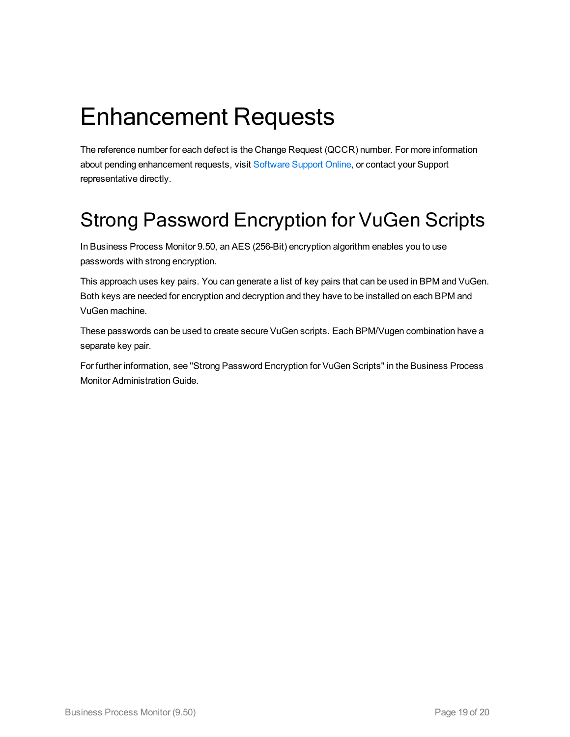# Enhancement Requests

The reference number for each defect is the Change Request (QCCR) number. For more information about pending enhancement requests, visit Software Support Online, or contact your Support representative directly.

## Strong Password Encryption for VuGen Scripts

In Business Process Monitor 9.50, an AES (256-Bit) encryption algorithm enables you to use passwords with strong encryption.

This approach uses key pairs. You can generate a list of key pairs that can be used in BPM and VuGen. Both keys are needed for encryption and decryption and they have to be installed on each BPM and VuGen machine.

These passwords can be used to create secure VuGen scripts. Each BPM/Vugen combination have a separate key pair.

For further information, see "Strong Password Encryption for VuGen Scripts" in the Business Process Monitor Administration Guide.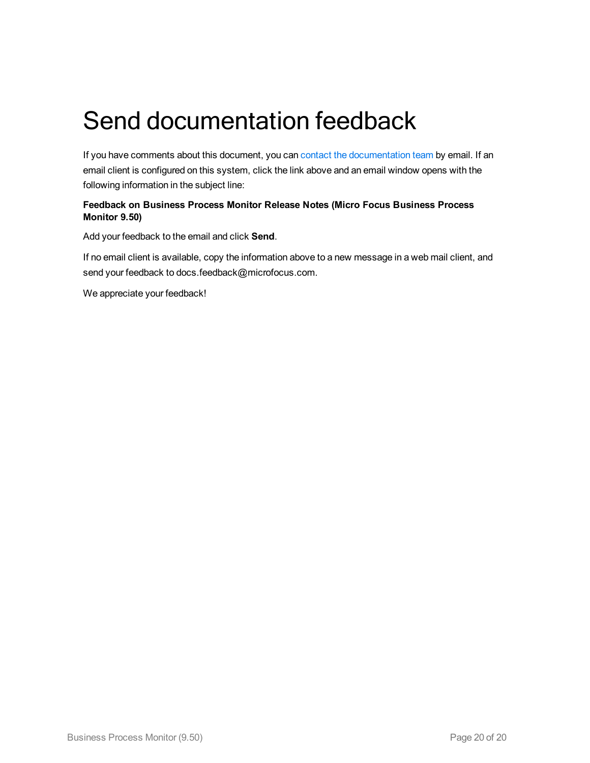# Send documentation feedback

If you have comments about this document, you can contact the documentation team by email. If an email client is configured on this system, click the link above and an email window opens with the following information in the subject line:

**Feedback on Business Process Monitor Release Notes (Micro Focus Business Process Monitor 9.50)**

Add your feedback to the email and click **Send**.

If no email client is available, copy the information above to a new message in a web mail client, and send your feedback to docs.feedback@microfocus.com.

We appreciate your feedback!